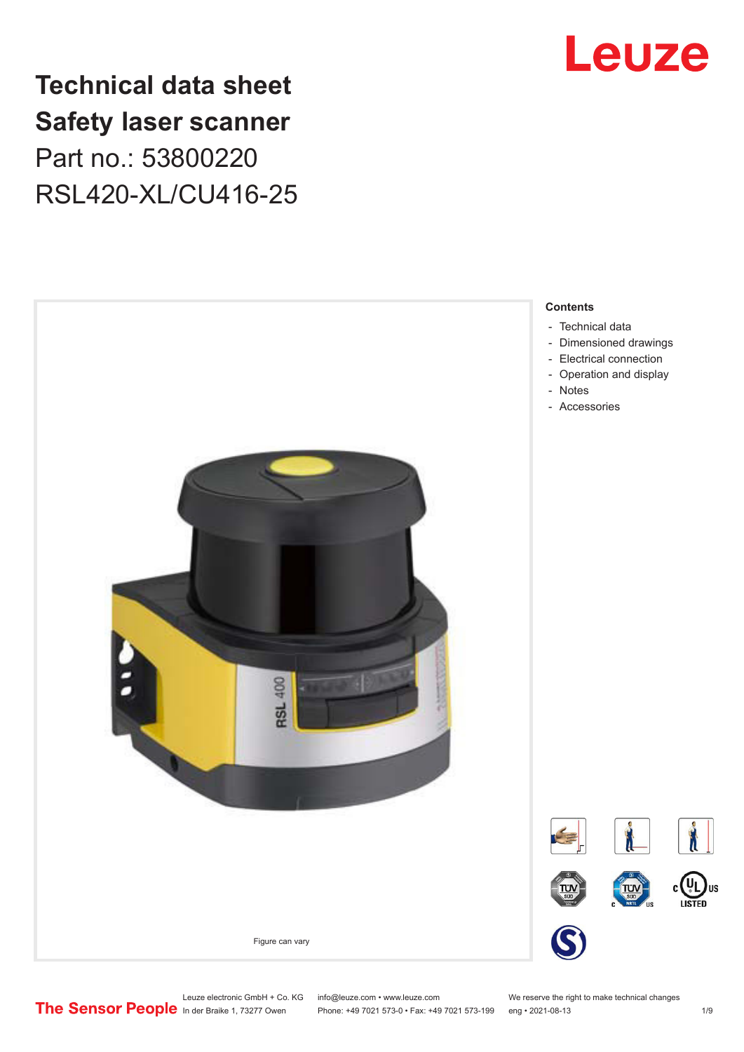# Technical data sheet
# Safety laser scanner

Part no.: 53800220

RSL420-XL/CU416-25

Figure can vary

**Contents**

- Technical data
- Dimensioned drawings
- Electrical connection
- Operation and display
- Notes
- Accessories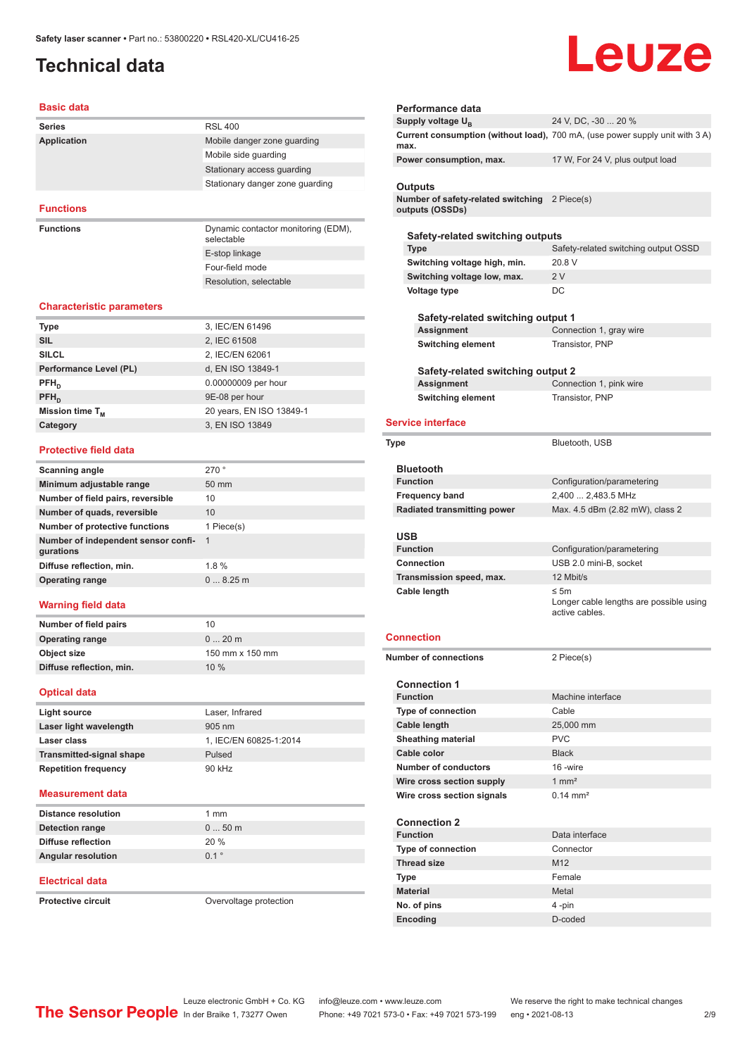# Technical data

## Basic data

| | |
|---|---|
| Series | RSL 400 |
| Application | Mobile danger zone guarding |
| | Mobile side guarding |
| | Stationary access guarding |
| | Stationary danger zone guarding |

## Functions

| | |
|---|---|
| Functions | Dynamic contactor monitoring (EDM), selectable |
| | E-stop linkage |
| | Four-field mode |
| | Resolution, selectable |

## Characteristic parameters

| | |
|---|---|
| Type | 3, IEC/EN 61496 |
| SIL | 2, IEC 61508 |
| SILCL | 2, IEC/EN 62061 |
| Performance Level (PL) | d, EN ISO 13849-1 |
| $PFH_D$ | 0.00000009 per hour |
| $PFH_D$ | 9E-08 per hour |
| Mission time $T_M$ | 20 years, EN ISO 13849-1 |
| Category | 3, EN ISO 13849 |

## Protective field data

| | |
|---|---|
| Scanning angle | 270 ° |
| Minimum adjustable range | 50 mm |
| Number of field pairs, reversible | 10 |
| Number of quads, reversible | 10 |
| Number of protective functions | 1 Piece(s) |
| Number of independent sensor configurations | 1 |
| Diffuse reflection, min. | 1.8 % |
| Operating range | 0 ... 8.25 m |

## Warning field data

| | |
|---|---|
| Number of field pairs | 10 |
| Operating range | 0 ... 20 m |
| Object size | 150 mm x 150 mm |
| Diffuse reflection, min. | 10 % |

## Optical data

| | |
|---|---|
| Light source | Laser, Infrared |
| Laser light wavelength | 905 nm |
| Laser class | 1, IEC/EN 60825-1:2014 |
| Transmitted-signal shape | Pulsed |
| Repetition frequency | 90 kHz |

## Measurement data

| | |
|---|---|
| Distance resolution | 1 mm |
| Detection range | 0 ... 50 m |
| Diffuse reflection | 20 % |
| Angular resolution | 0.1 ° |

## Electrical data

| | |
|---|---|
| Protective circuit | Overvoltage protection |

### Performance data

| | |
|---|---|
| Supply voltage $U_B$ | 24 V, DC, -30 ... 20 % |
| Current consumption (without load), max. | 700 mA, (use power supply unit with 3 A) |
| Power consumption, max. | 17 W, For 24 V, plus output load |

### Outputs

| | |
|---|---|
| Number of safety-related switching outputs (OSSDs) | 2 Piece(s) |

#### Safety-related switching outputs

| | |
|---|---|
| Type | Safety-related switching output OSSD |
| Switching voltage high, min. | 20.8 V |
| Switching voltage low, max. | 2 V |
| Voltage type | DC |

##### Safety-related switching output 1

| | |
|---|---|
| Assignment | Connection 1, gray wire |
| Switching element | Transistor, PNP |

##### Safety-related switching output 2

| | |
|---|---|
| Assignment | Connection 1, pink wire |
| Switching element | Transistor, PNP |

## Service interface

| | |
|---|---|
| Type | Bluetooth, USB |

### Bluetooth

| | |
|---|---|
| Function | Configuration/parametering |
| Frequency band | 2,400 ... 2,483.5 MHz |
| Radiated transmitting power | Max. 4.5 dBm (2.82 mW), class 2 |

### USB

| | |
|---|---|
| Function | Configuration/parametering |
| Connection | USB 2.0 mini-B, socket |
| Transmission speed, max. | 12 Mbit/s |
| Cable length | ≤ 5m<br>Longer cable lengths are possible using active cables. |

## Connection

| | |
|---|---|
| Number of connections | 2 Piece(s) |

### Connection 1

| | |
|---|---|
| Function | Machine interface |
| Type of connection | Cable |
| Cable length | 25,000 mm |
| Sheathing material | PVC |
| Cable color | Black |
| Number of conductors | 16 -wire |
| Wire cross section supply | 1 mm² |
| Wire cross section signals | 0.14 mm² |

### Connection 2

| | |
|---|---|
| Function | Data interface |
| Type of connection | Connector |
| Thread size | M12 |
| Type | Female |
| Material | Metal |
| No. of pins | 4 -pin |
| Encoding | D-coded |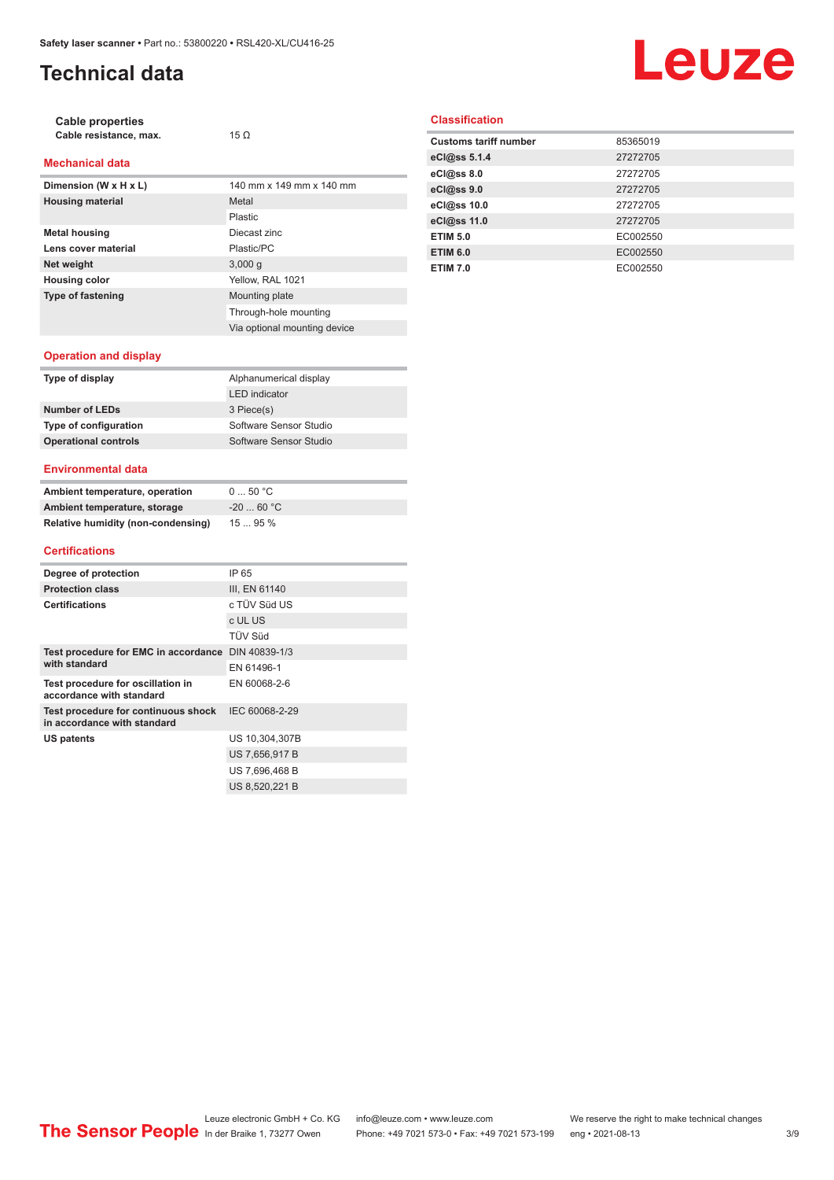# Technical data

### Cable properties

| | |
|---|---|
| Cable resistance, max. | 15 Ω |

## Mechanical data

| | |
|---|---|
| Dimension (W x H x L) | 140 mm x 149 mm x 140 mm |
| Housing material | Metal |
| | Plastic |
| Metal housing | Diecast zinc |
| Lens cover material | Plastic/PC |
| Net weight | 3,000 g |
| Housing color | Yellow, RAL 1021 |
| Type of fastening | Mounting plate |
| | Through-hole mounting |
| | Via optional mounting device |

## Operation and display

| | |
|---|---|
| Type of display | Alphanumerical display |
| | LED indicator |
| Number of LEDs | 3 Piece(s) |
| Type of configuration | Software Sensor Studio |
| Operational controls | Software Sensor Studio |

## Environmental data

| | |
|---|---|
| Ambient temperature, operation | 0 ... 50 °C |
| Ambient temperature, storage | -20 ... 60 °C |
| Relative humidity (non-condensing) | 15 ... 95 % |

## Certifications

| | |
|---|---|
| Degree of protection | IP 65 |
| Protection class | III, EN 61140 |
| Certifications | c TÜV Süd US |
| | c UL US |
| | TÜV Süd |
| Test procedure for EMC in accordance with standard | DIN 40839-1/3 |
| | EN 61496-1 |
| Test procedure for oscillation in accordance with standard | EN 60068-2-6 |
| Test procedure for continuous shock in accordance with standard | IEC 60068-2-29 |
| US patents | US 10,304,307B |
| | US 7,656,917 B |
| | US 7,696,468 B |
| | US 8,520,221 B |

## Classification

| | |
|---|---|
| Customs tariff number | 85365019 |
| eCl@ss 5.1.4 | 27272705 |
| eCl@ss 8.0 | 27272705 |
| eCl@ss 9.0 | 27272705 |
| eCl@ss 10.0 | 27272705 |
| eCl@ss 11.0 | 27272705 |
| ETIM 5.0 | EC002550 |
| ETIM 6.0 | EC002550 |
| ETIM 7.0 | EC002550 |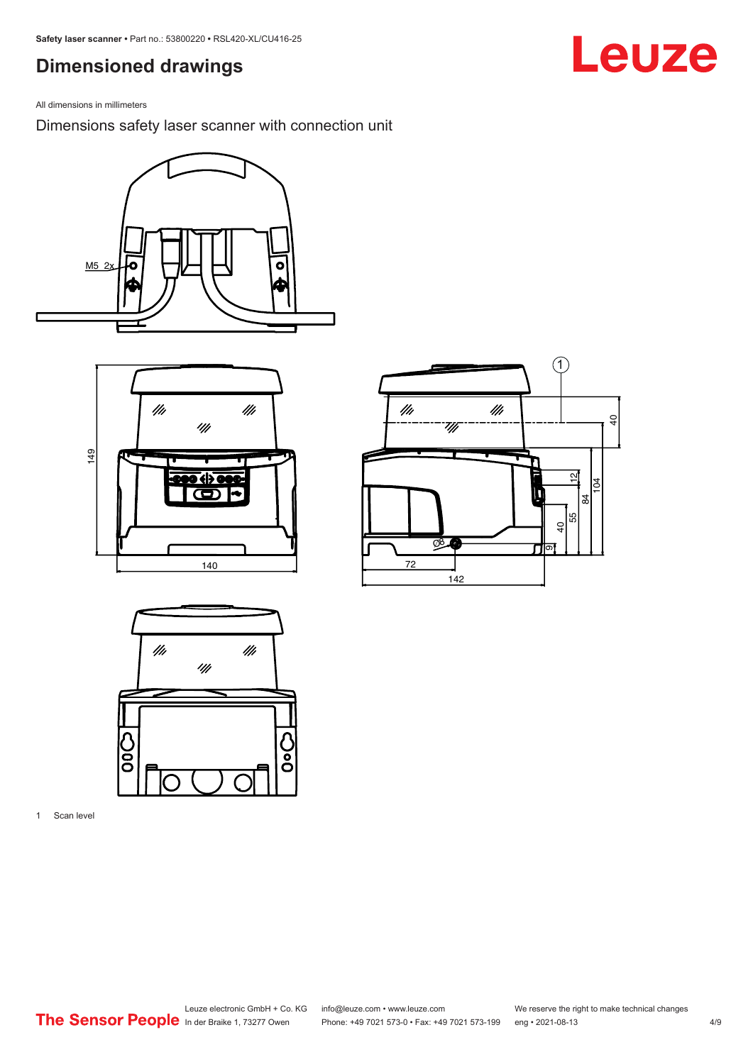## Dimensioned drawings

All dimensions in millimeters

### Dimensions safety laser scanner with connection unit

M5 2x

149

140

1

40

12

84

104

55

40

9

Ø8

72

142

1 Scan level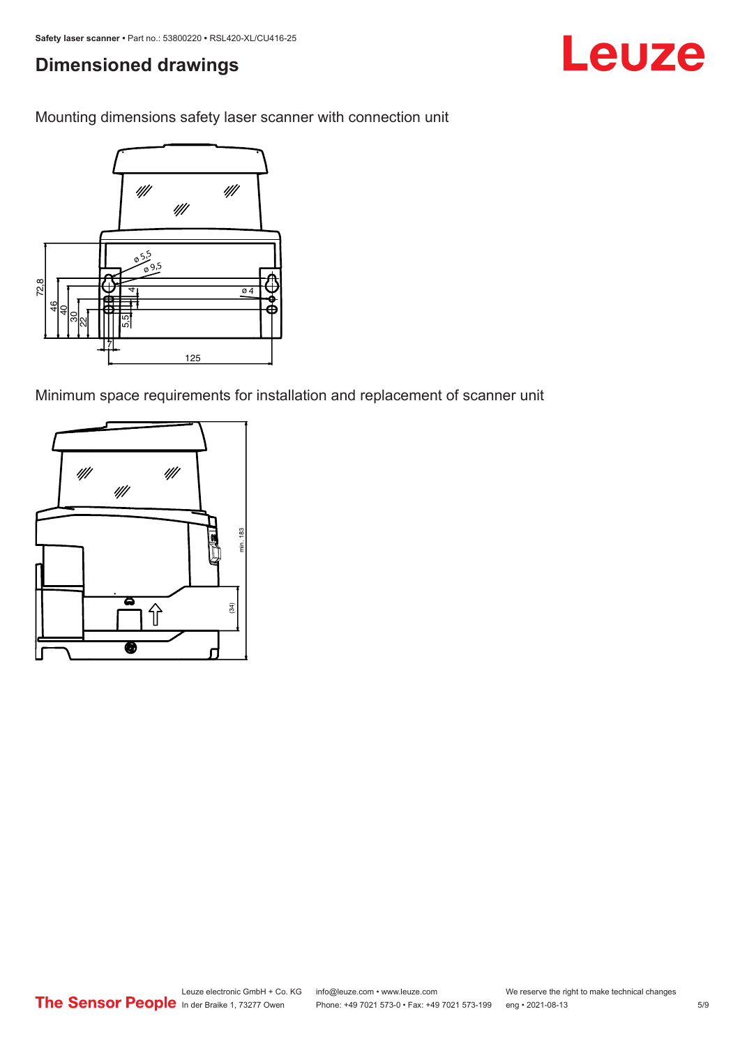## Dimensioned drawings

Mounting dimensions safety laser scanner with connection unit

ø 5,5
ø 9,5
ø 4
72,8
46
40
30
22
4
5,5
7
125

Minimum space requirements for installation and replacement of scanner unit

min. 183
(34)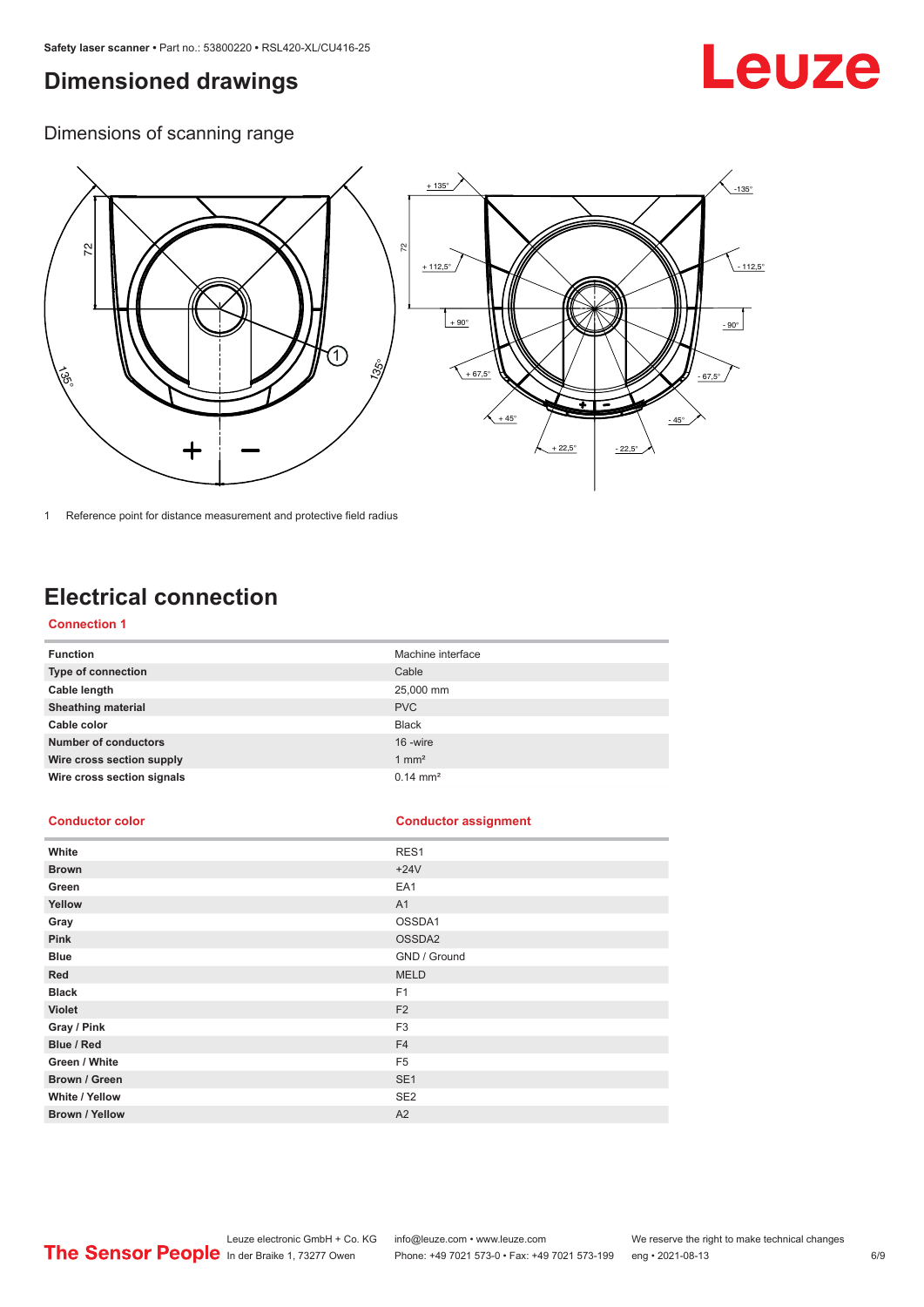# Dimensioned drawings

## Dimensions of scanning range

72

135°

135°

1

+ −

+ 135°

-135°

+ 112,5°

- 112,5°

72

+ 90°

- 90°

+ 67,5°

- 67,5°

+ 45°

- 45°

+ 22,5°

- 22,5°

1 Reference point for distance measurement and protective field radius

# Electrical connection

### Connection 1

| | |
|---|---|
| **Function** | Machine interface |
| **Type of connection** | Cable |
| **Cable length** | 25,000 mm |
| **Sheathing material** | PVC |
| **Cable color** | Black |
| **Number of conductors** | 16 -wire |
| **Wire cross section supply** | 1 mm² |
| **Wire cross section signals** | 0.14 mm² |

| Conductor color | Conductor assignment |
|---|---|
| **White** | RES1 |
| **Brown** | +24V |
| **Green** | EA1 |
| **Yellow** | A1 |
| **Gray** | OSSDA1 |
| **Pink** | OSSDA2 |
| **Blue** | GND / Ground |
| **Red** | MELD |
| **Black** | F1 |
| **Violet** | F2 |
| **Gray / Pink** | F3 |
| **Blue / Red** | F4 |
| **Green / White** | F5 |
| **Brown / Green** | SE1 |
| **White / Yellow** | SE2 |
| **Brown / Yellow** | A2 |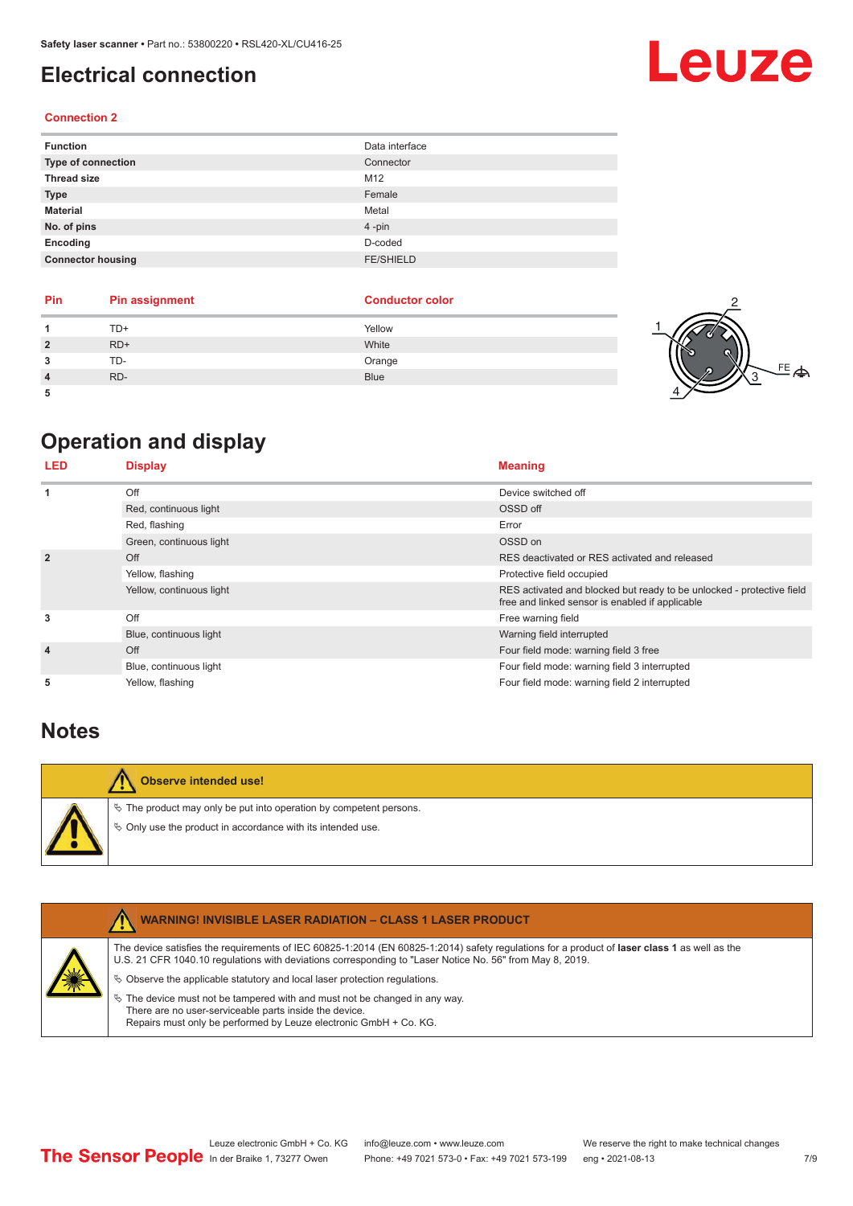# Electrical connection

### Connection 2

| | |
|---|---|
| **Function** | Data interface |
| **Type of connection** | Connector |
| **Thread size** | M12 |
| **Type** | Female |
| **Material** | Metal |
| **No. of pins** | 4 -pin |
| **Encoding** | D-coded |
| **Connector housing** | FE/SHIELD |

| Pin | Pin assignment | Conductor color |
|---|---|---|
| **1** | TD+ | Yellow |
| **2** | RD+ | White |
| **3** | TD- | Orange |
| **4** | RD- | Blue |
| **5** | | |

1
2
3
4
FE

# Operation and display

| LED | Display | Meaning |
|---|---|---|
| **1** | Off | Device switched off |
| | Red, continuous light | OSSD off |
| | Red, flashing | Error |
| | Green, continuous light | OSSD on |
| **2** | Off | RES deactivated or RES activated and released |
| | Yellow, flashing | Protective field occupied |
| | Yellow, continuous light | RES activated and blocked but ready to be unlocked - protective field free and linked sensor is enabled if applicable |
| **3** | Off | Free warning field |
| | Blue, continuous light | Warning field interrupted |
| **4** | Off | Four field mode: warning field 3 free |
| | Blue, continuous light | Four field mode: warning field 3 interrupted |
| **5** | Yellow, flashing | Four field mode: warning field 2 interrupted |

# Notes

**Observe intended use!**

- ✎ The product may only be put into operation by competent persons.
- ✎ Only use the product in accordance with its intended use.

**WARNING! INVISIBLE LASER RADIATION – CLASS 1 LASER PRODUCT**

The device satisfies the requirements of IEC 60825-1:2014 (EN 60825-1:2014) safety regulations for a product of **laser class 1** as well as the U.S. 21 CFR 1040.10 regulations with deviations corresponding to "Laser Notice No. 56" from May 8, 2019.

- ✎ Observe the applicable statutory and local laser protection regulations.
- ✎ The device must not be tampered with and must not be changed in any way.
  There are no user-serviceable parts inside the device.
  Repairs must only be performed by Leuze electronic GmbH + Co. KG.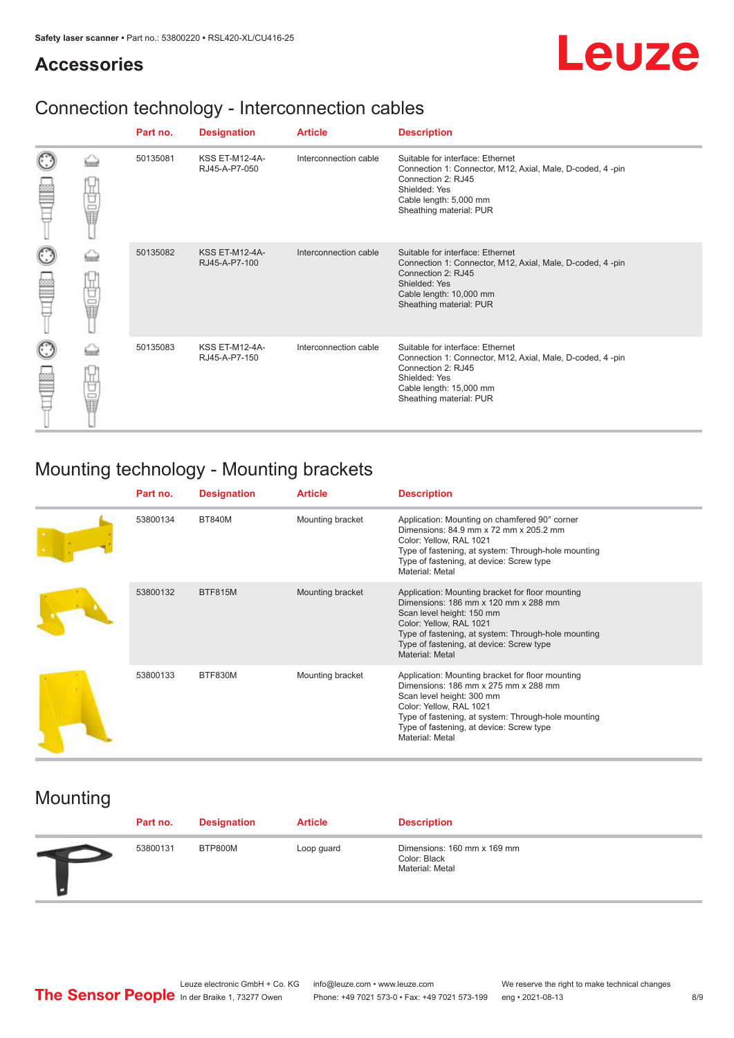## Accessories

### Connection technology - Interconnection cables

| | Part no. | Designation | Article | Description |
|---|---|---|---|---|
| | 50135081 | KSS ET-M12-4A-RJ45-A-P7-050 | Interconnection cable | Suitable for interface: Ethernet<br>Connection 1: Connector, M12, Axial, Male, D-coded, 4 -pin<br>Connection 2: RJ45<br>Shielded: Yes<br>Cable length: 5,000 mm<br>Sheathing material: PUR |
| | 50135082 | KSS ET-M12-4A-RJ45-A-P7-100 | Interconnection cable | Suitable for interface: Ethernet<br>Connection 1: Connector, M12, Axial, Male, D-coded, 4 -pin<br>Connection 2: RJ45<br>Shielded: Yes<br>Cable length: 10,000 mm<br>Sheathing material: PUR |
| | 50135083 | KSS ET-M12-4A-RJ45-A-P7-150 | Interconnection cable | Suitable for interface: Ethernet<br>Connection 1: Connector, M12, Axial, Male, D-coded, 4 -pin<br>Connection 2: RJ45<br>Shielded: Yes<br>Cable length: 15,000 mm<br>Sheathing material: PUR |

### Mounting technology - Mounting brackets

| | Part no. | Designation | Article | Description |
|---|---|---|---|---|
| | 53800134 | BT840M | Mounting bracket | Application: Mounting on chamfered 90° corner<br>Dimensions: 84.9 mm x 72 mm x 205.2 mm<br>Color: Yellow, RAL 1021<br>Type of fastening, at system: Through-hole mounting<br>Type of fastening, at device: Screw type<br>Material: Metal |
| | 53800132 | BTF815M | Mounting bracket | Application: Mounting bracket for floor mounting<br>Dimensions: 186 mm x 120 mm x 288 mm<br>Scan level height: 150 mm<br>Color: Yellow, RAL 1021<br>Type of fastening, at system: Through-hole mounting<br>Type of fastening, at device: Screw type<br>Material: Metal |
| | 53800133 | BTF830M | Mounting bracket | Application: Mounting bracket for floor mounting<br>Dimensions: 186 mm x 275 mm x 288 mm<br>Scan level height: 300 mm<br>Color: Yellow, RAL 1021<br>Type of fastening, at system: Through-hole mounting<br>Type of fastening, at device: Screw type<br>Material: Metal |

### Mounting

| | Part no. | Designation | Article | Description |
|---|---|---|---|---|
| | 53800131 | BTP800M | Loop guard | Dimensions: 160 mm x 169 mm<br>Color: Black<br>Material: Metal |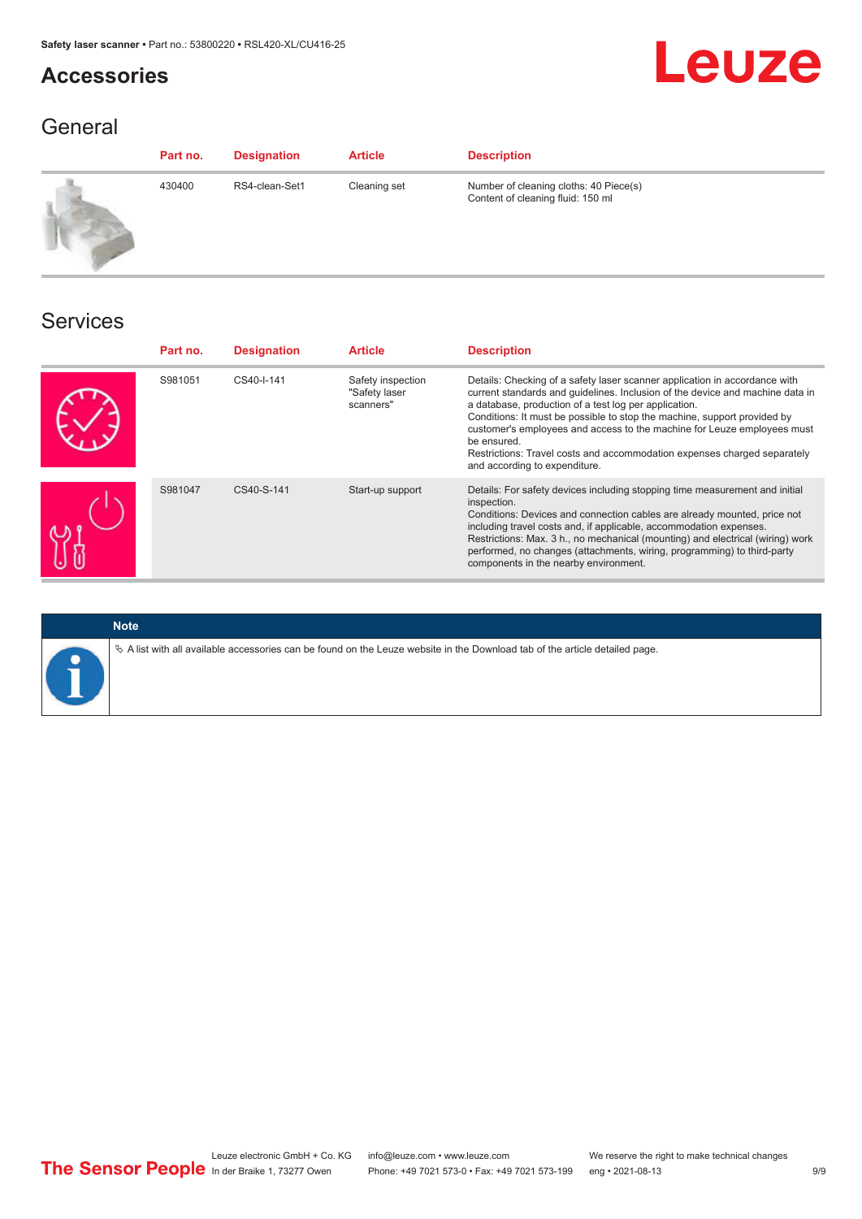# Accessories

## General

| Part no. | Designation | Article | Description |
|---|---|---|---|
| 430400 | RS4-clean-Set1 | Cleaning set | Number of cleaning cloths: 40 Piece(s)<br>Content of cleaning fluid: 150 ml |

## Services

| Part no. | Designation | Article | Description |
|---|---|---|---|
| S981051 | CS40-I-141 | Safety inspection "Safety laser scanners" | Details: Checking of a safety laser scanner application in accordance with current standards and guidelines. Inclusion of the device and machine data in a database, production of a test log per application.<br>Conditions: It must be possible to stop the machine, support provided by customer's employees and access to the machine for Leuze employees must be ensured.<br>Restrictions: Travel costs and accommodation expenses charged separately and according to expenditure. |
| S981047 | CS40-S-141 | Start-up support | Details: For safety devices including stopping time measurement and initial inspection.<br>Conditions: Devices and connection cables are already mounted, price not including travel costs and, if applicable, accommodation expenses.<br>Restrictions: Max. 3 h., no mechanical (mounting) and electrical (wiring) work performed, no changes (attachments, wiring, programming) to third-party components in the nearby environment. |

**Note**

↳ A list with all available accessories can be found on the Leuze website in the Download tab of the article detailed page.